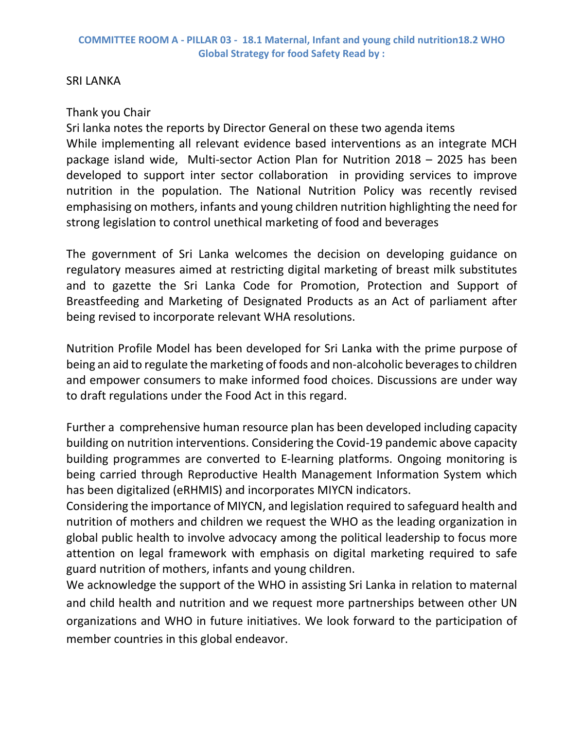**COMMITTEE ROOM A - PILLAR 03 - 18.1 Maternal, Infant and young child nutrition18.2 WHO Global Strategy for food Safety Read by :**

SRI LANKA

Thank you Chair
Sri lanka notes the reports by Director General on these two agenda items
While implementing all relevant evidence based interventions as an integrate MCH package island wide, Multi-sector Action Plan for Nutrition 2018 – 2025 has been developed to support inter sector collaboration in providing services to improve nutrition in the population. The National Nutrition Policy was recently revised emphasising on mothers, infants and young children nutrition highlighting the need for strong legislation to control unethical marketing of food and beverages

The government of Sri Lanka welcomes the decision on developing guidance on regulatory measures aimed at restricting digital marketing of breast milk substitutes and to gazette the Sri Lanka Code for Promotion, Protection and Support of Breastfeeding and Marketing of Designated Products as an Act of parliament after being revised to incorporate relevant WHA resolutions.

Nutrition Profile Model has been developed for Sri Lanka with the prime purpose of being an aid to regulate the marketing of foods and non-alcoholic beverages to children and empower consumers to make informed food choices. Discussions are under way to draft regulations under the Food Act in this regard.

Further a comprehensive human resource plan has been developed including capacity building on nutrition interventions. Considering the Covid-19 pandemic above capacity building programmes are converted to E-learning platforms. Ongoing monitoring is being carried through Reproductive Health Management Information System which has been digitalized (eRHMIS) and incorporates MIYCN indicators.
Considering the importance of MIYCN, and legislation required to safeguard health and nutrition of mothers and children we request the WHO as the leading organization in global public health to involve advocacy among the political leadership to focus more attention on legal framework with emphasis on digital marketing required to safe guard nutrition of mothers, infants and young children.
We acknowledge the support of the WHO in assisting Sri Lanka in relation to maternal and child health and nutrition and we request more partnerships between other UN organizations and WHO in future initiatives. We look forward to the participation of member countries in this global endeavor.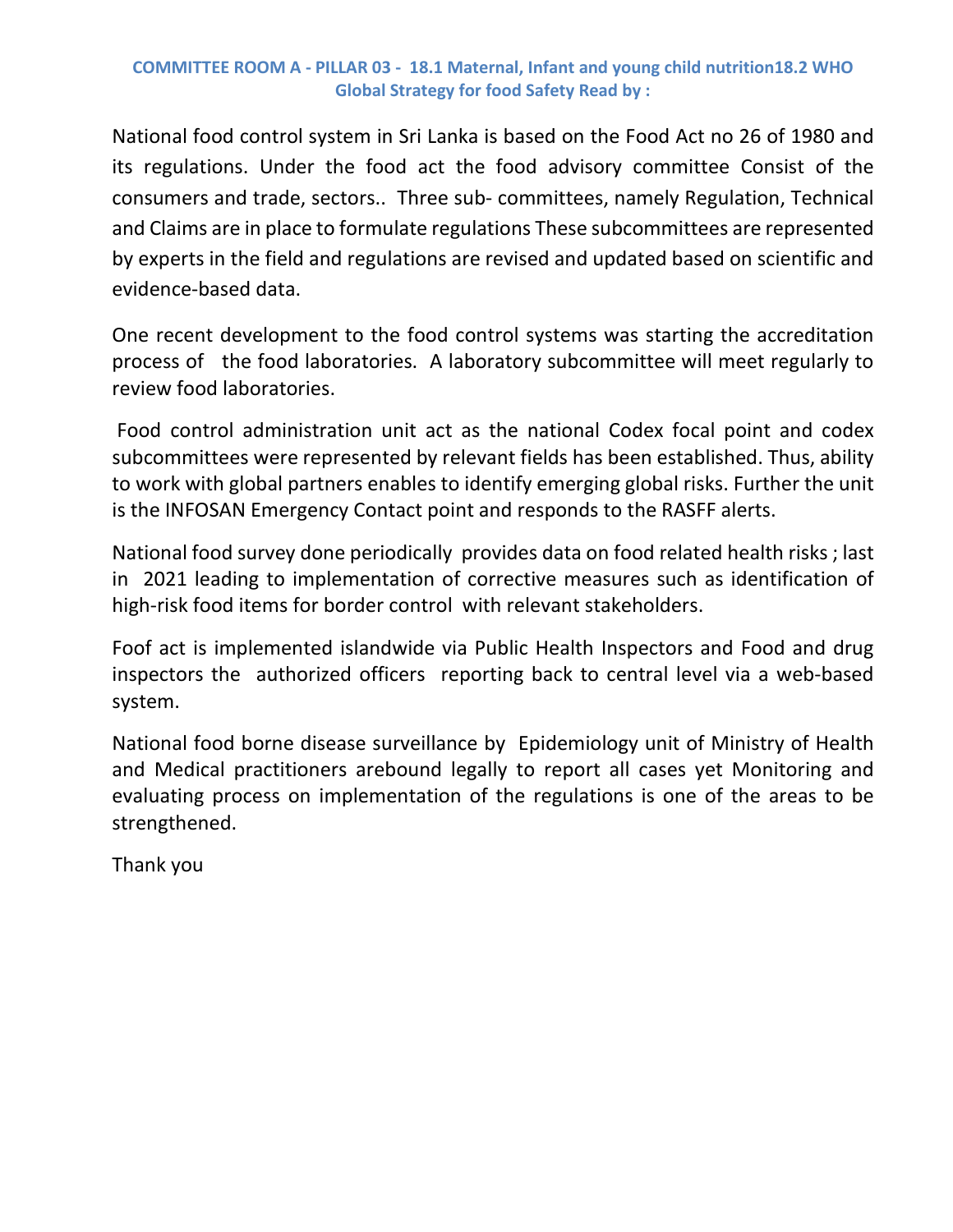**COMMITTEE ROOM A - PILLAR 03 - 18.1 Maternal, Infant and young child nutrition18.2 WHO Global Strategy for food Safety Read by :**

National food control system in Sri Lanka is based on the Food Act no 26 of 1980 and its regulations. Under the food act the food advisory committee Consist of the consumers and trade, sectors.. Three sub- committees, namely Regulation, Technical and Claims are in place to formulate regulations These subcommittees are represented by experts in the field and regulations are revised and updated based on scientific and evidence-based data.

One recent development to the food control systems was starting the accreditation process of the food laboratories. A laboratory subcommittee will meet regularly to review food laboratories.

Food control administration unit act as the national Codex focal point and codex subcommittees were represented by relevant fields has been established. Thus, ability to work with global partners enables to identify emerging global risks. Further the unit is the INFOSAN Emergency Contact point and responds to the RASFF alerts.

National food survey done periodically provides data on food related health risks ; last in 2021 leading to implementation of corrective measures such as identification of high-risk food items for border control with relevant stakeholders.

Foof act is implemented islandwide via Public Health Inspectors and Food and drug inspectors the authorized officers reporting back to central level via a web-based system.

National food borne disease surveillance by Epidemiology unit of Ministry of Health and Medical practitioners arebound legally to report all cases yet Monitoring and evaluating process on implementation of the regulations is one of the areas to be strengthened.

Thank you